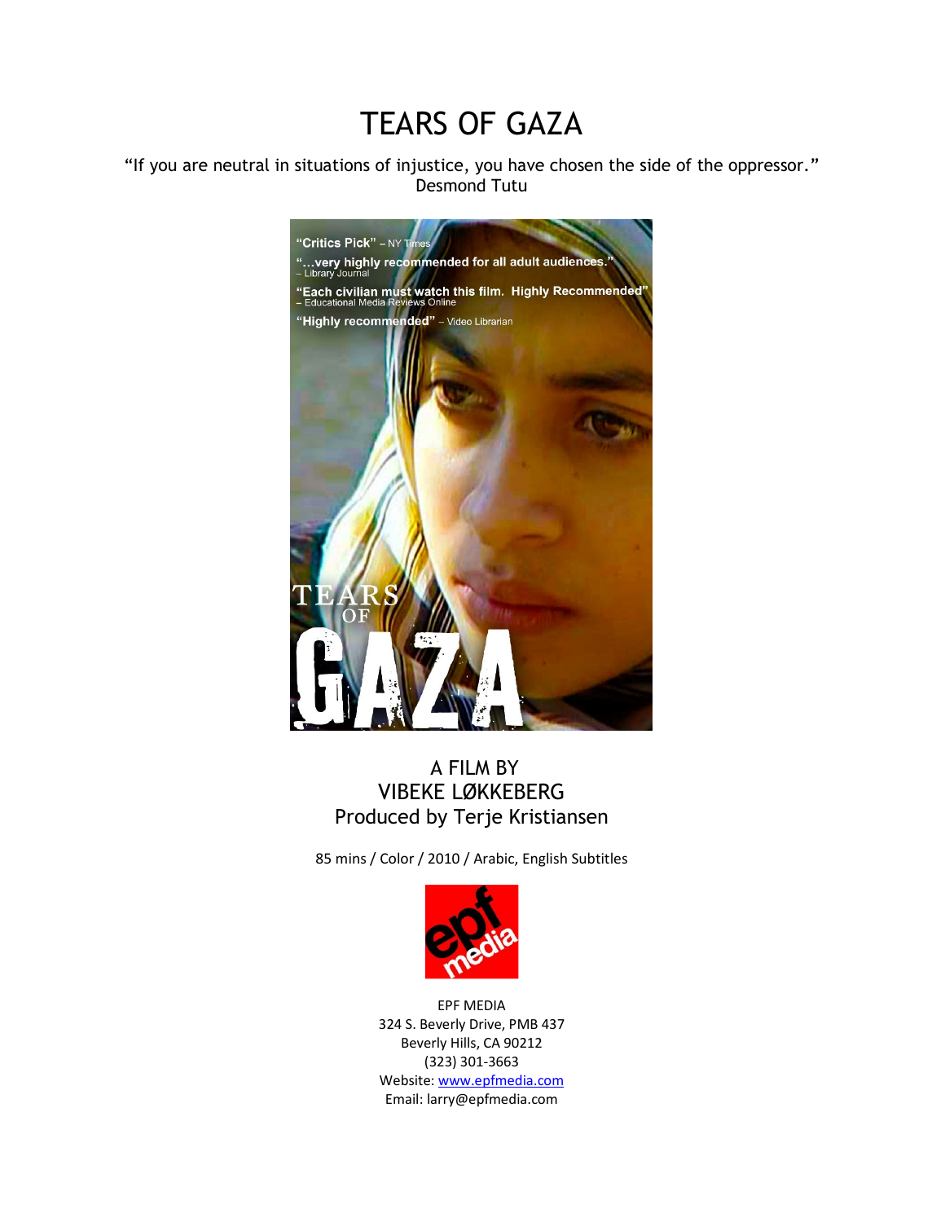# TEARS OF GAZA

"If you are neutral in situations of injustice, you have chosen the side of the oppressor."
Desmond Tutu

"Critics Pick" – NY Times

"...very highly recommended for all adult audiences." – Library Journal

"Each civilian must watch this film. Highly Recommended" – Educational Media Reviews Online

"Highly recommended" – Video Librarian

TEARS OF GAZA

A FILM BY
VIBEKE LØKKEBERG
Produced by Terje Kristiansen

85 mins / Color / 2010 / Arabic, English Subtitles

epf media

EPF MEDIA
324 S. Beverly Drive, PMB 437
Beverly Hills, CA 90212
(323) 301-3663
Website: www.epfmedia.com
Email: larry@epfmedia.com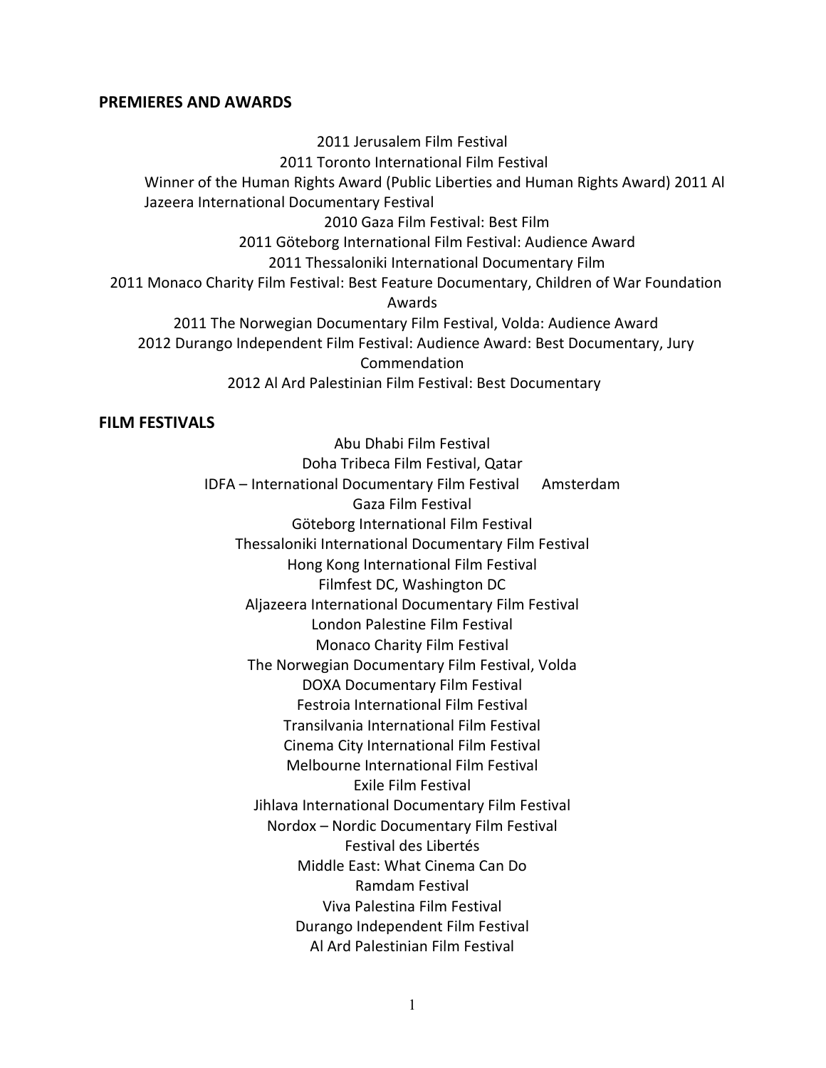## PREMIERES AND AWARDS

2011 Jerusalem Film Festival

2011 Toronto International Film Festival

Winner of the Human Rights Award (Public Liberties and Human Rights Award) 2011 Al Jazeera International Documentary Festival

2010 Gaza Film Festival: Best Film

2011 Göteborg International Film Festival: Audience Award

2011 Thessaloniki International Documentary Film

2011 Monaco Charity Film Festival: Best Feature Documentary, Children of War Foundation Awards

2011 The Norwegian Documentary Film Festival, Volda: Audience Award

2012 Durango Independent Film Festival: Audience Award: Best Documentary, Jury Commendation

2012 Al Ard Palestinian Film Festival: Best Documentary

## FILM FESTIVALS

Abu Dhabi Film Festival

Doha Tribeca Film Festival, Qatar

IDFA – International Documentary Film Festival Amsterdam

Gaza Film Festival

Göteborg International Film Festival

Thessaloniki International Documentary Film Festival

Hong Kong International Film Festival

Filmfest DC, Washington DC

Aljazeera International Documentary Film Festival

London Palestine Film Festival

Monaco Charity Film Festival

The Norwegian Documentary Film Festival, Volda

DOXA Documentary Film Festival

Festroia International Film Festival

Transilvania International Film Festival

Cinema City International Film Festival

Melbourne International Film Festival

Exile Film Festival

Jihlava International Documentary Film Festival

Nordox – Nordic Documentary Film Festival

Festival des Libertés

Middle East: What Cinema Can Do

Ramdam Festival

Viva Palestina Film Festival

Durango Independent Film Festival

Al Ard Palestinian Film Festival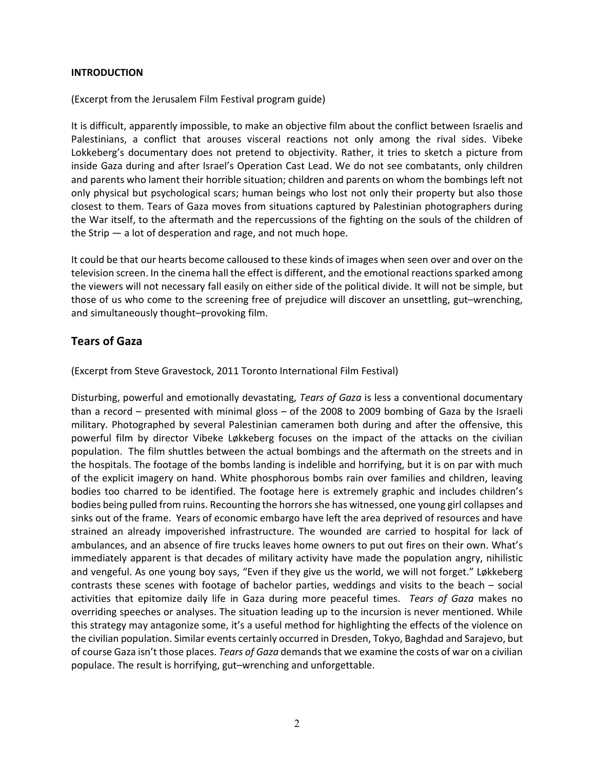**INTRODUCTION**

(Excerpt from the Jerusalem Film Festival program guide)

It is difficult, apparently impossible, to make an objective film about the conflict between Israelis and Palestinians, a conflict that arouses visceral reactions not only among the rival sides. Vibeke Lokkeberg's documentary does not pretend to objectivity. Rather, it tries to sketch a picture from inside Gaza during and after Israel's Operation Cast Lead. We do not see combatants, only children and parents who lament their horrible situation; children and parents on whom the bombings left not only physical but psychological scars; human beings who lost not only their property but also those closest to them. Tears of Gaza moves from situations captured by Palestinian photographers during the War itself, to the aftermath and the repercussions of the fighting on the souls of the children of the Strip — a lot of desperation and rage, and not much hope.

It could be that our hearts become calloused to these kinds of images when seen over and over on the television screen. In the cinema hall the effect is different, and the emotional reactions sparked among the viewers will not necessary fall easily on either side of the political divide. It will not be simple, but those of us who come to the screening free of prejudice will discover an unsettling, gut–wrenching, and simultaneously thought–provoking film.

## Tears of Gaza

(Excerpt from Steve Gravestock, 2011 Toronto International Film Festival)

Disturbing, powerful and emotionally devastating, *Tears of Gaza* is less a conventional documentary than a record – presented with minimal gloss – of the 2008 to 2009 bombing of Gaza by the Israeli military. Photographed by several Palestinian cameramen both during and after the offensive, this powerful film by director Vibeke Løkkeberg focuses on the impact of the attacks on the civilian population. The film shuttles between the actual bombings and the aftermath on the streets and in the hospitals. The footage of the bombs landing is indelible and horrifying, but it is on par with much of the explicit imagery on hand. White phosphorous bombs rain over families and children, leaving bodies too charred to be identified. The footage here is extremely graphic and includes children's bodies being pulled from ruins. Recounting the horrors she has witnessed, one young girl collapses and sinks out of the frame. Years of economic embargo have left the area deprived of resources and have strained an already impoverished infrastructure. The wounded are carried to hospital for lack of ambulances, and an absence of fire trucks leaves home owners to put out fires on their own. What's immediately apparent is that decades of military activity have made the population angry, nihilistic and vengeful. As one young boy says, "Even if they give us the world, we will not forget." Løkkeberg contrasts these scenes with footage of bachelor parties, weddings and visits to the beach – social activities that epitomize daily life in Gaza during more peaceful times. *Tears of Gaza* makes no overriding speeches or analyses. The situation leading up to the incursion is never mentioned. While this strategy may antagonize some, it's a useful method for highlighting the effects of the violence on the civilian population. Similar events certainly occurred in Dresden, Tokyo, Baghdad and Sarajevo, but of course Gaza isn't those places. *Tears of Gaza* demands that we examine the costs of war on a civilian populace. The result is horrifying, gut–wrenching and unforgettable.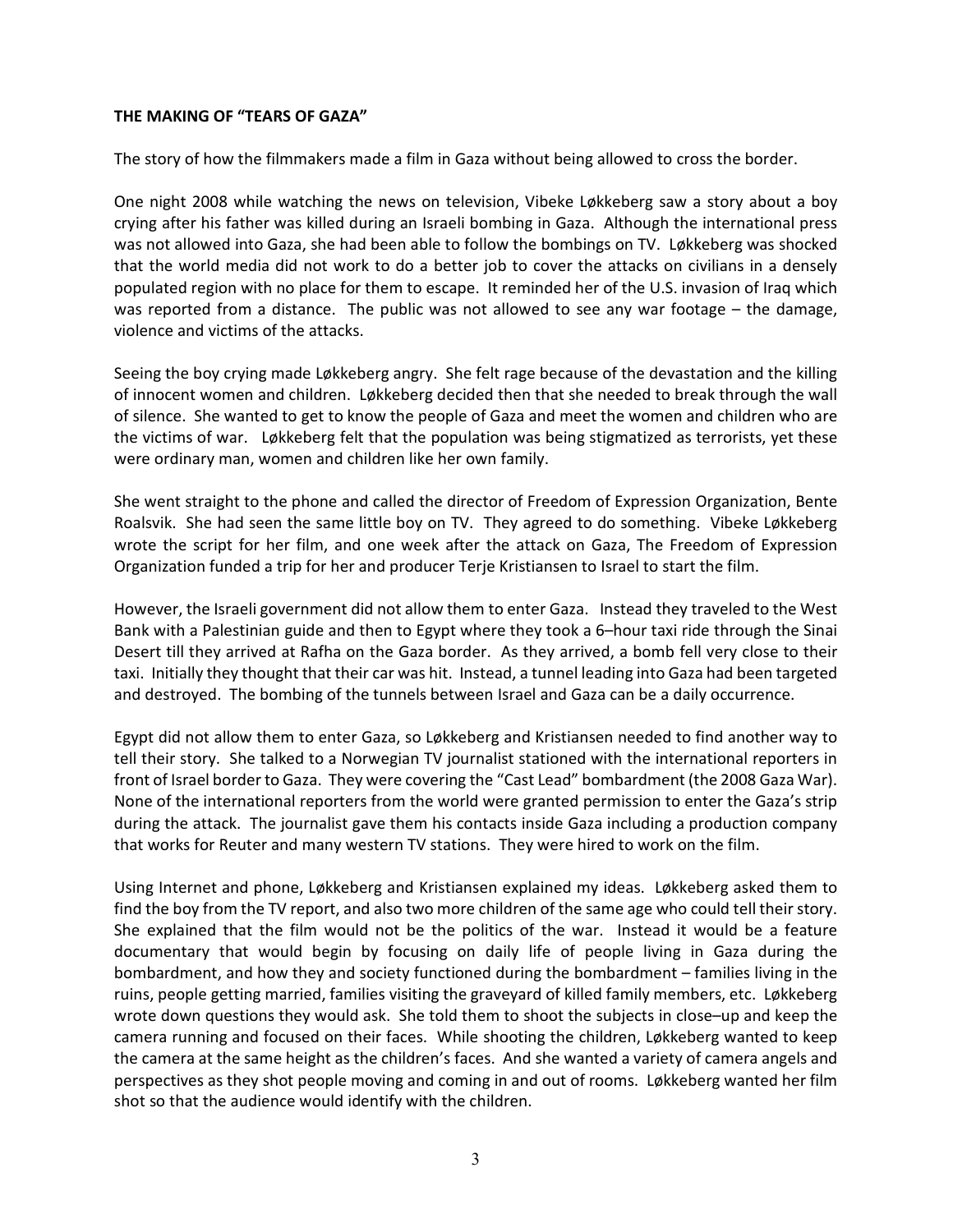**THE MAKING OF "TEARS OF GAZA"**

The story of how the filmmakers made a film in Gaza without being allowed to cross the border.

One night 2008 while watching the news on television, Vibeke Løkkeberg saw a story about a boy crying after his father was killed during an Israeli bombing in Gaza. Although the international press was not allowed into Gaza, she had been able to follow the bombings on TV. Løkkeberg was shocked that the world media did not work to do a better job to cover the attacks on civilians in a densely populated region with no place for them to escape. It reminded her of the U.S. invasion of Iraq which was reported from a distance. The public was not allowed to see any war footage – the damage, violence and victims of the attacks.

Seeing the boy crying made Løkkeberg angry. She felt rage because of the devastation and the killing of innocent women and children. Løkkeberg decided then that she needed to break through the wall of silence. She wanted to get to know the people of Gaza and meet the women and children who are the victims of war. Løkkeberg felt that the population was being stigmatized as terrorists, yet these were ordinary man, women and children like her own family.

She went straight to the phone and called the director of Freedom of Expression Organization, Bente Roalsvik. She had seen the same little boy on TV. They agreed to do something. Vibeke Løkkeberg wrote the script for her film, and one week after the attack on Gaza, The Freedom of Expression Organization funded a trip for her and producer Terje Kristiansen to Israel to start the film.

However, the Israeli government did not allow them to enter Gaza. Instead they traveled to the West Bank with a Palestinian guide and then to Egypt where they took a 6–hour taxi ride through the Sinai Desert till they arrived at Rafha on the Gaza border. As they arrived, a bomb fell very close to their taxi. Initially they thought that their car was hit. Instead, a tunnel leading into Gaza had been targeted and destroyed. The bombing of the tunnels between Israel and Gaza can be a daily occurrence.

Egypt did not allow them to enter Gaza, so Løkkeberg and Kristiansen needed to find another way to tell their story. She talked to a Norwegian TV journalist stationed with the international reporters in front of Israel border to Gaza. They were covering the "Cast Lead" bombardment (the 2008 Gaza War). None of the international reporters from the world were granted permission to enter the Gaza's strip during the attack. The journalist gave them his contacts inside Gaza including a production company that works for Reuter and many western TV stations. They were hired to work on the film.

Using Internet and phone, Løkkeberg and Kristiansen explained my ideas. Løkkeberg asked them to find the boy from the TV report, and also two more children of the same age who could tell their story. She explained that the film would not be the politics of the war. Instead it would be a feature documentary that would begin by focusing on daily life of people living in Gaza during the bombardment, and how they and society functioned during the bombardment – families living in the ruins, people getting married, families visiting the graveyard of killed family members, etc. Løkkeberg wrote down questions they would ask. She told them to shoot the subjects in close–up and keep the camera running and focused on their faces. While shooting the children, Løkkeberg wanted to keep the camera at the same height as the children's faces. And she wanted a variety of camera angels and perspectives as they shot people moving and coming in and out of rooms. Løkkeberg wanted her film shot so that the audience would identify with the children.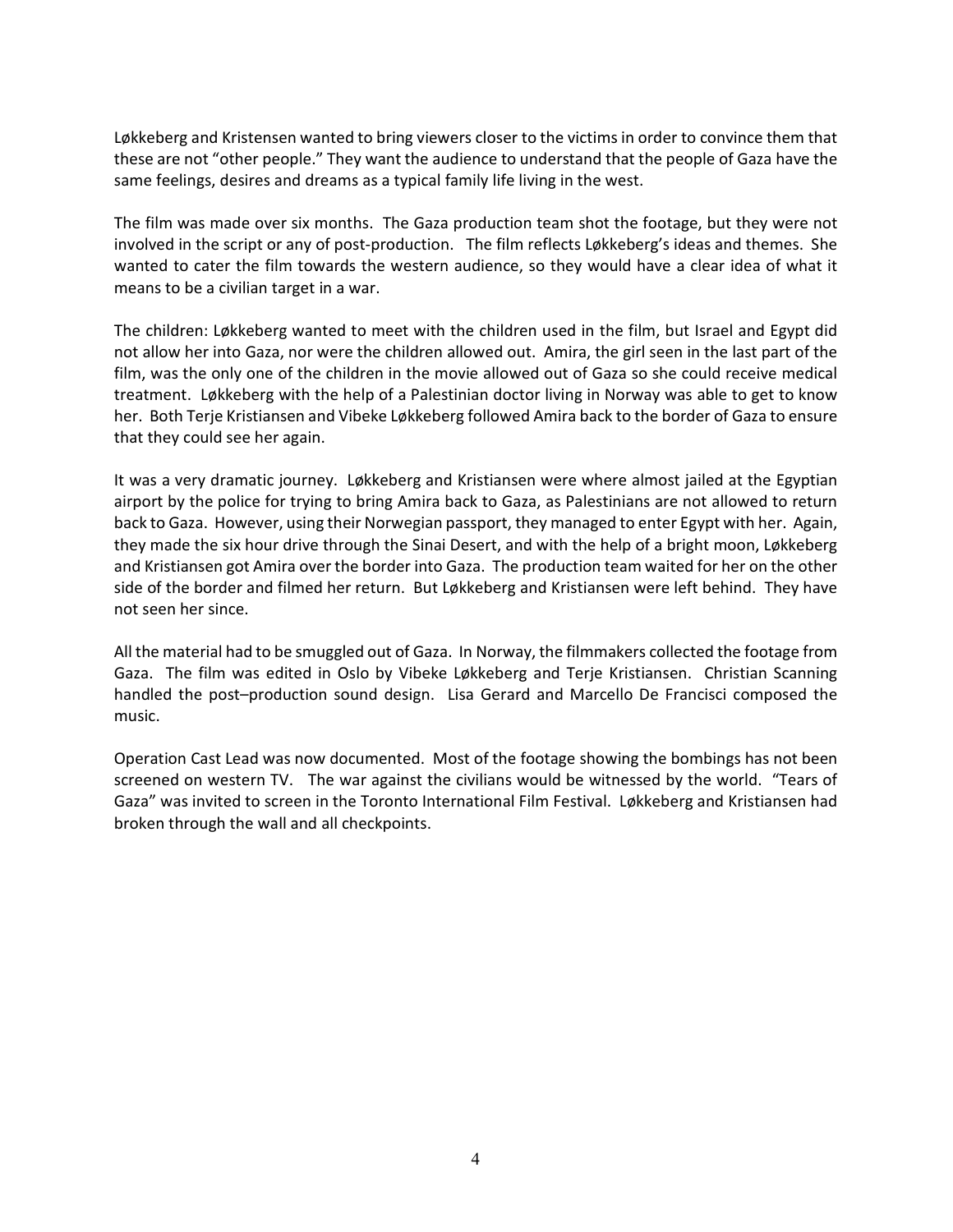Løkkeberg and Kristensen wanted to bring viewers closer to the victims in order to convince them that these are not "other people." They want the audience to understand that the people of Gaza have the same feelings, desires and dreams as a typical family life living in the west.

The film was made over six months. The Gaza production team shot the footage, but they were not involved in the script or any of post-production. The film reflects Løkkeberg's ideas and themes. She wanted to cater the film towards the western audience, so they would have a clear idea of what it means to be a civilian target in a war.

The children: Løkkeberg wanted to meet with the children used in the film, but Israel and Egypt did not allow her into Gaza, nor were the children allowed out. Amira, the girl seen in the last part of the film, was the only one of the children in the movie allowed out of Gaza so she could receive medical treatment. Løkkeberg with the help of a Palestinian doctor living in Norway was able to get to know her. Both Terje Kristiansen and Vibeke Løkkeberg followed Amira back to the border of Gaza to ensure that they could see her again.

It was a very dramatic journey. Løkkeberg and Kristiansen were where almost jailed at the Egyptian airport by the police for trying to bring Amira back to Gaza, as Palestinians are not allowed to return back to Gaza. However, using their Norwegian passport, they managed to enter Egypt with her. Again, they made the six hour drive through the Sinai Desert, and with the help of a bright moon, Løkkeberg and Kristiansen got Amira over the border into Gaza. The production team waited for her on the other side of the border and filmed her return. But Løkkeberg and Kristiansen were left behind. They have not seen her since.

All the material had to be smuggled out of Gaza. In Norway, the filmmakers collected the footage from Gaza. The film was edited in Oslo by Vibeke Løkkeberg and Terje Kristiansen. Christian Scanning handled the post–production sound design. Lisa Gerard and Marcello De Francisci composed the music.

Operation Cast Lead was now documented. Most of the footage showing the bombings has not been screened on western TV. The war against the civilians would be witnessed by the world. "Tears of Gaza" was invited to screen in the Toronto International Film Festival. Løkkeberg and Kristiansen had broken through the wall and all checkpoints.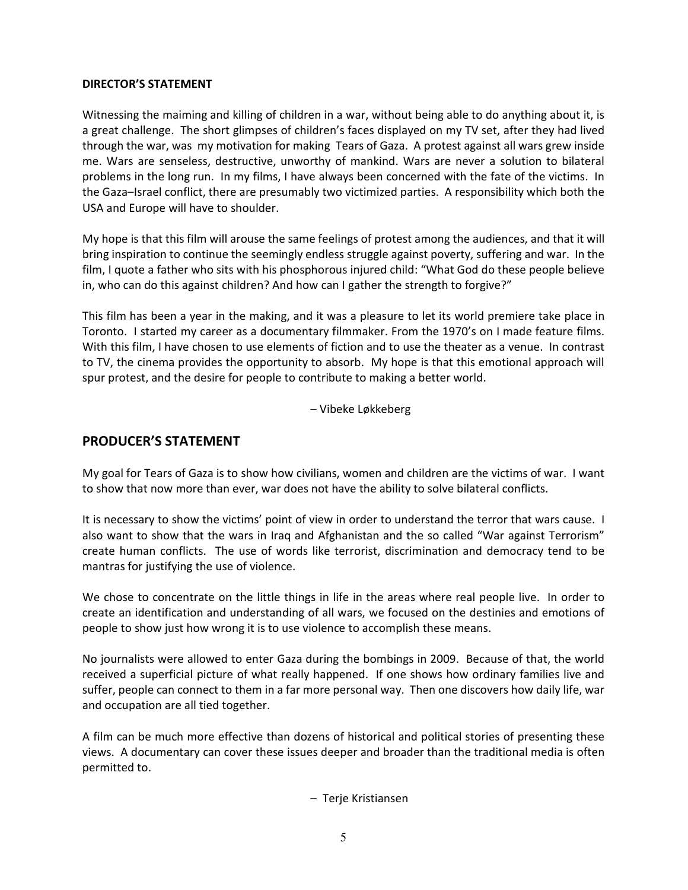**DIRECTOR'S STATEMENT**

Witnessing the maiming and killing of children in a war, without being able to do anything about it, is a great challenge. The short glimpses of children's faces displayed on my TV set, after they had lived through the war, was my motivation for making Tears of Gaza. A protest against all wars grew inside me. Wars are senseless, destructive, unworthy of mankind. Wars are never a solution to bilateral problems in the long run. In my films, I have always been concerned with the fate of the victims. In the Gaza–Israel conflict, there are presumably two victimized parties. A responsibility which both the USA and Europe will have to shoulder.

My hope is that this film will arouse the same feelings of protest among the audiences, and that it will bring inspiration to continue the seemingly endless struggle against poverty, suffering and war. In the film, I quote a father who sits with his phosphorous injured child: "What God do these people believe in, who can do this against children? And how can I gather the strength to forgive?"

This film has been a year in the making, and it was a pleasure to let its world premiere take place in Toronto. I started my career as a documentary filmmaker. From the 1970's on I made feature films. With this film, I have chosen to use elements of fiction and to use the theater as a venue. In contrast to TV, the cinema provides the opportunity to absorb. My hope is that this emotional approach will spur protest, and the desire for people to contribute to making a better world.

– Vibeke Løkkeberg

## PRODUCER'S STATEMENT

My goal for Tears of Gaza is to show how civilians, women and children are the victims of war. I want to show that now more than ever, war does not have the ability to solve bilateral conflicts.

It is necessary to show the victims' point of view in order to understand the terror that wars cause. I also want to show that the wars in Iraq and Afghanistan and the so called "War against Terrorism" create human conflicts. The use of words like terrorist, discrimination and democracy tend to be mantras for justifying the use of violence.

We chose to concentrate on the little things in life in the areas where real people live. In order to create an identification and understanding of all wars, we focused on the destinies and emotions of people to show just how wrong it is to use violence to accomplish these means.

No journalists were allowed to enter Gaza during the bombings in 2009. Because of that, the world received a superficial picture of what really happened. If one shows how ordinary families live and suffer, people can connect to them in a far more personal way. Then one discovers how daily life, war and occupation are all tied together.

A film can be much more effective than dozens of historical and political stories of presenting these views. A documentary can cover these issues deeper and broader than the traditional media is often permitted to.

– Terje Kristiansen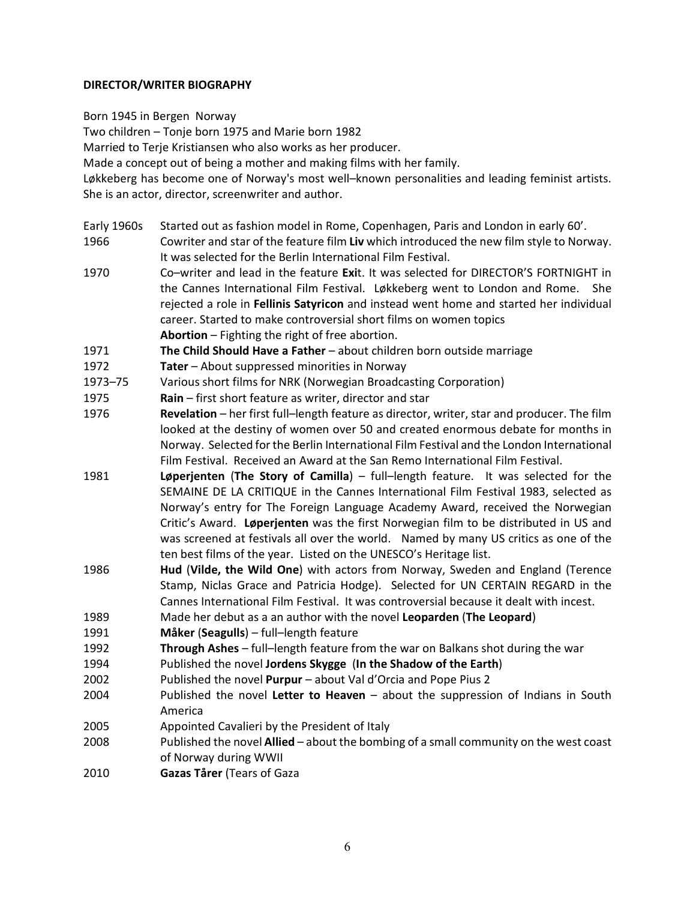**DIRECTOR/WRITER BIOGRAPHY**

Born 1945 in Bergen Norway
Two children – Tonje born 1975 and Marie born 1982
Married to Terje Kristiansen who also works as her producer.
Made a concept out of being a mother and making films with her family.
Løkkeberg has become one of Norway's most well–known personalities and leading feminist artists. She is an actor, director, screenwriter and author.

| | |
|---|---|
| Early 1960s | Started out as fashion model in Rome, Copenhagen, Paris and London in early 60'. |
| 1966 | Cowriter and star of the feature film **Liv** which introduced the new film style to Norway. It was selected for the Berlin International Film Festival. |
| 1970 | Co–writer and lead in the feature **Exi**t. It was selected for DIRECTOR'S FORTNIGHT in the Cannes International Film Festival. Løkkeberg went to London and Rome. She rejected a role in **Fellinis Satyricon** and instead went home and started her individual career. Started to make controversial short films on women topics<br>**Abortion** – Fighting the right of free abortion. |
| 1971 | **The Child Should Have a Father** – about children born outside marriage |
| 1972 | **Tater** – About suppressed minorities in Norway |
| 1973–75 | Various short films for NRK (Norwegian Broadcasting Corporation) |
| 1975 | **Rain** – first short feature as writer, director and star |
| 1976 | **Revelation** – her first full–length feature as director, writer, star and producer. The film looked at the destiny of women over 50 and created enormous debate for months in Norway. Selected for the Berlin International Film Festival and the London International Film Festival. Received an Award at the San Remo International Film Festival. |
| 1981 | **Løperjenten** (**The Story of Camilla**) – full–length feature. It was selected for the SEMAINE DE LA CRITIQUE in the Cannes International Film Festival 1983, selected as Norway's entry for The Foreign Language Academy Award, received the Norwegian Critic's Award. **Løperjenten** was the first Norwegian film to be distributed in US and was screened at festivals all over the world. Named by many US critics as one of the ten best films of the year. Listed on the UNESCO's Heritage list. |
| 1986 | **Hud** (**Vilde, the Wild One**) with actors from Norway, Sweden and England (Terence Stamp, Niclas Grace and Patricia Hodge). Selected for UN CERTAIN REGARD in the Cannes International Film Festival. It was controversial because it dealt with incest. |
| 1989 | Made her debut as a an author with the novel **Leoparden** (**The Leopard**) |
| 1991 | **Måker** (**Seagulls**) – full–length feature |
| 1992 | **Through Ashes** – full–length feature from the war on Balkans shot during the war |
| 1994 | Published the novel **Jordens Skygge** (**In the Shadow of the Earth**) |
| 2002 | Published the novel **Purpur** – about Val d'Orcia and Pope Pius 2 |
| 2004 | Published the novel **Letter to Heaven** – about the suppression of Indians in South America |
| 2005 | Appointed Cavalieri by the President of Italy |
| 2008 | Published the novel **Allied** – about the bombing of a small community on the west coast of Norway during WWII |
| 2010 | **Gazas Tårer** (Tears of Gaza |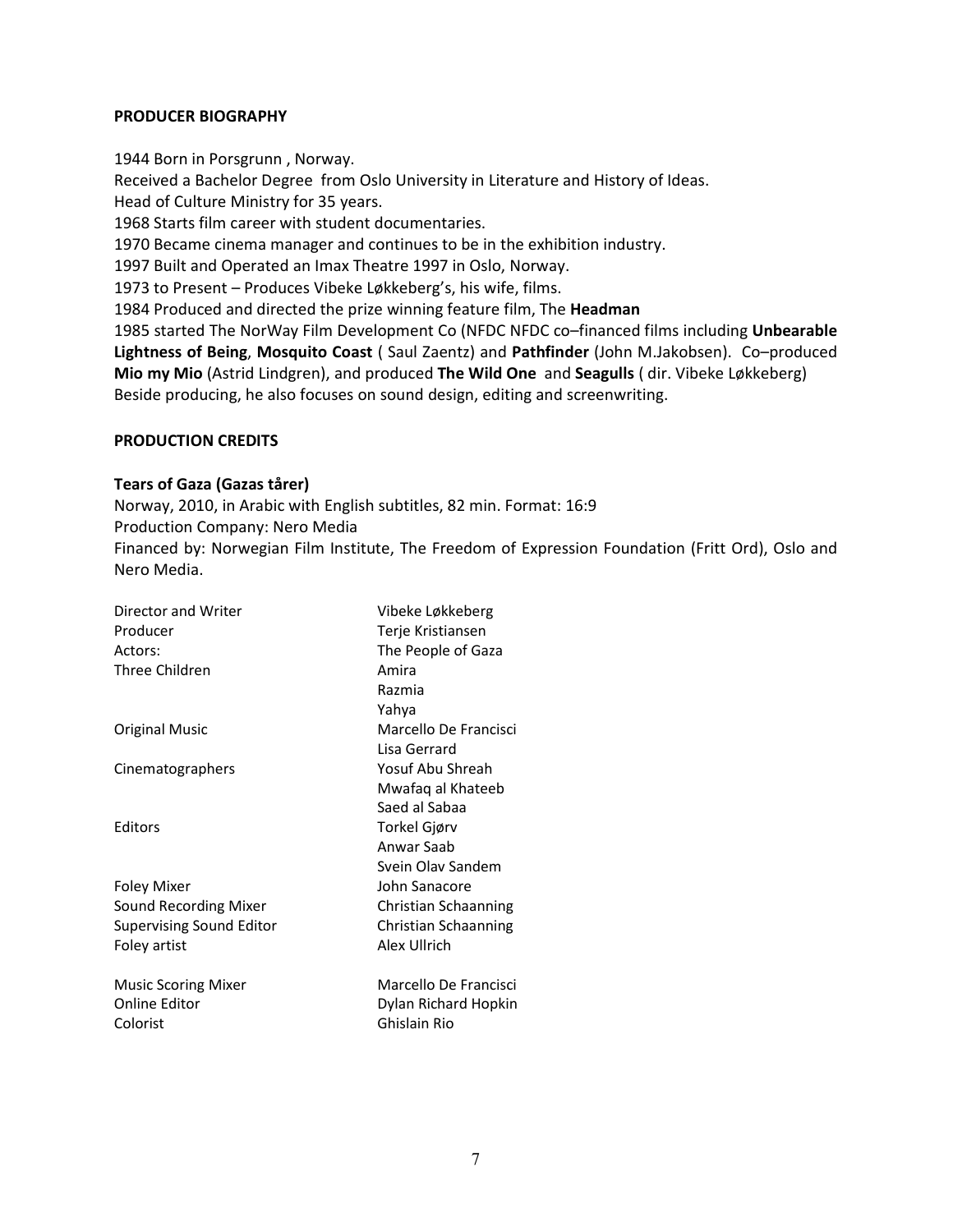## PRODUCER BIOGRAPHY

1944 Born in Porsgrunn , Norway.
Received a Bachelor Degree from Oslo University in Literature and History of Ideas.
Head of Culture Ministry for 35 years.
1968 Starts film career with student documentaries.
1970 Became cinema manager and continues to be in the exhibition industry.
1997 Built and Operated an Imax Theatre 1997 in Oslo, Norway.
1973 to Present – Produces Vibeke Løkkeberg's, his wife, films.
1984 Produced and directed the prize winning feature film, The **Headman**
1985 started The NorWay Film Development Co (NFDC NFDC co–financed films including **Unbearable Lightness of Being**, **Mosquito Coast** ( Saul Zaentz) and **Pathfinder** (John M.Jakobsen). Co–produced **Mio my Mio** (Astrid Lindgren), and produced **The Wild One** and **Seagulls** ( dir. Vibeke Løkkeberg)
Beside producing, he also focuses on sound design, editing and screenwriting.

## PRODUCTION CREDITS

### Tears of Gaza (Gazas tårer)

Norway, 2010, in Arabic with English subtitles, 82 min. Format: 16:9
Production Company: Nero Media
Financed by: Norwegian Film Institute, The Freedom of Expression Foundation (Fritt Ord), Oslo and Nero Media.

| | |
|---|---|
| Director and Writer | Vibeke Løkkeberg |
| Producer | Terje Kristiansen |
| Actors: | The People of Gaza |
| Three Children | Amira |
| | Razmia |
| | Yahya |
| Original Music | Marcello De Francisci |
| | Lisa Gerrard |
| Cinematographers | Yosuf Abu Shreah |
| | Mwafaq al Khateeb |
| | Saed al Sabaa |
| Editors | Torkel Gjørv |
| | Anwar Saab |
| | Svein Olav Sandem |
| Foley Mixer | John Sanacore |
| Sound Recording Mixer | Christian Schaanning |
| Supervising Sound Editor | Christian Schaanning |
| Foley artist | Alex Ullrich |
| Music Scoring Mixer | Marcello De Francisci |
| Online Editor | Dylan Richard Hopkin |
| Colorist | Ghislain Rio |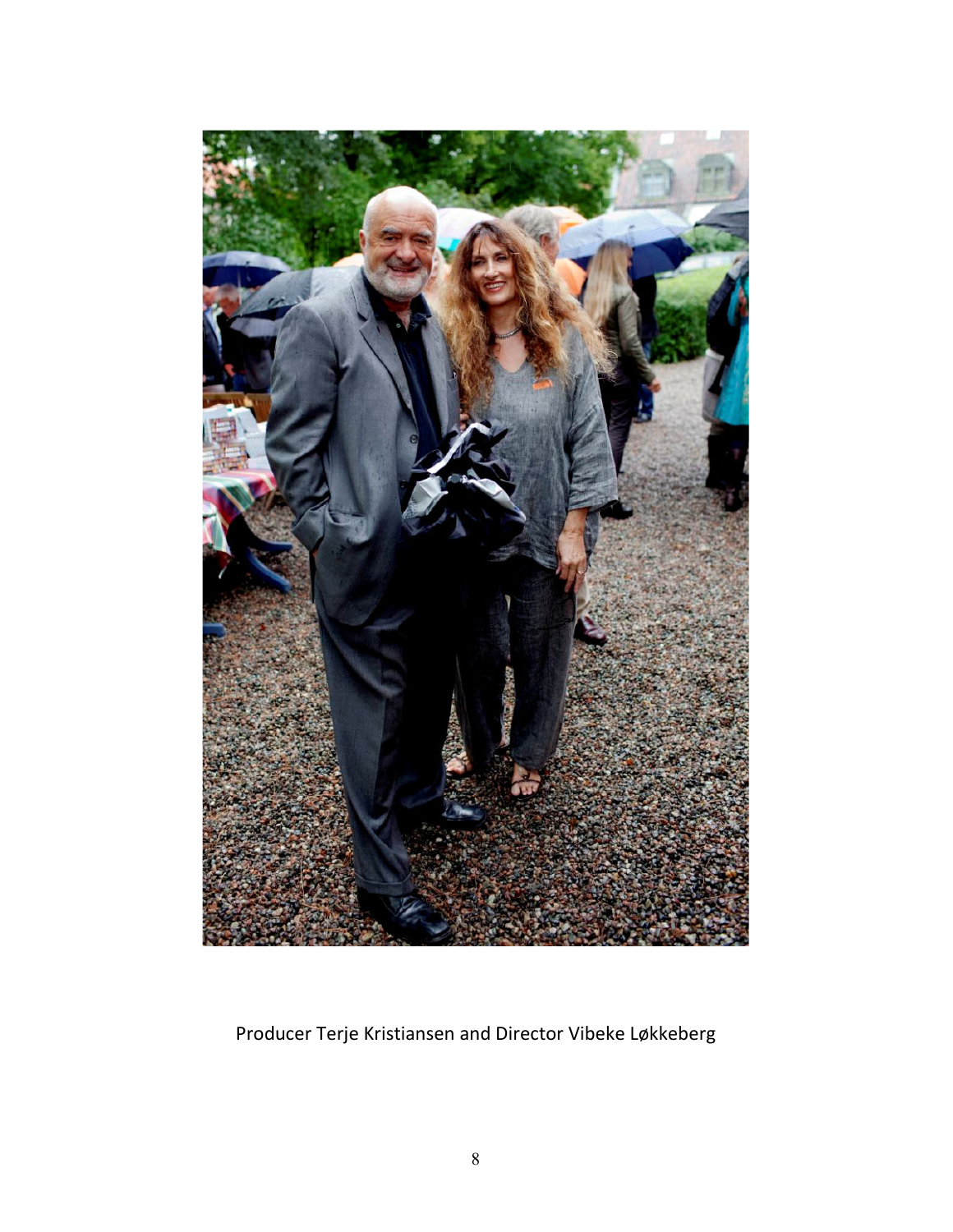Producer Terje Kristiansen and Director Vibeke Løkkeberg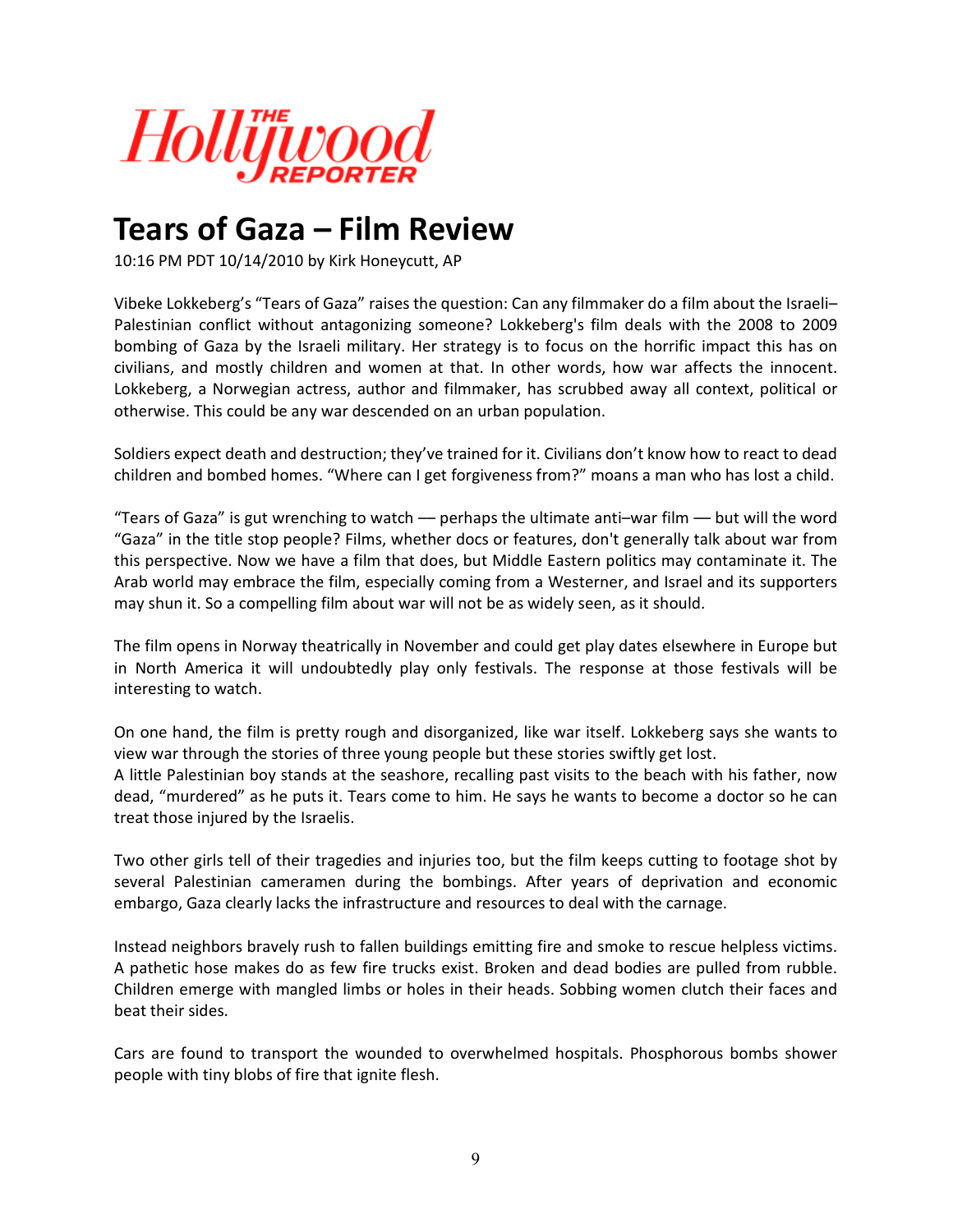The Hollywood Reporter

# Tears of Gaza – Film Review

10:16 PM PDT 10/14/2010 by Kirk Honeycutt, AP

Vibeke Lokkeberg's "Tears of Gaza" raises the question: Can any filmmaker do a film about the Israeli–Palestinian conflict without antagonizing someone? Lokkeberg's film deals with the 2008 to 2009 bombing of Gaza by the Israeli military. Her strategy is to focus on the horrific impact this has on civilians, and mostly children and women at that. In other words, how war affects the innocent. Lokkeberg, a Norwegian actress, author and filmmaker, has scrubbed away all context, political or otherwise. This could be any war descended on an urban population.

Soldiers expect death and destruction; they've trained for it. Civilians don't know how to react to dead children and bombed homes. "Where can I get forgiveness from?" moans a man who has lost a child.

"Tears of Gaza" is gut wrenching to watch — perhaps the ultimate anti–war film — but will the word "Gaza" in the title stop people? Films, whether docs or features, don't generally talk about war from this perspective. Now we have a film that does, but Middle Eastern politics may contaminate it. The Arab world may embrace the film, especially coming from a Westerner, and Israel and its supporters may shun it. So a compelling film about war will not be as widely seen, as it should.

The film opens in Norway theatrically in November and could get play dates elsewhere in Europe but in North America it will undoubtedly play only festivals. The response at those festivals will be interesting to watch.

On one hand, the film is pretty rough and disorganized, like war itself. Lokkeberg says she wants to view war through the stories of three young people but these stories swiftly get lost.
A little Palestinian boy stands at the seashore, recalling past visits to the beach with his father, now dead, "murdered" as he puts it. Tears come to him. He says he wants to become a doctor so he can treat those injured by the Israelis.

Two other girls tell of their tragedies and injuries too, but the film keeps cutting to footage shot by several Palestinian cameramen during the bombings. After years of deprivation and economic embargo, Gaza clearly lacks the infrastructure and resources to deal with the carnage.

Instead neighbors bravely rush to fallen buildings emitting fire and smoke to rescue helpless victims. A pathetic hose makes do as few fire trucks exist. Broken and dead bodies are pulled from rubble. Children emerge with mangled limbs or holes in their heads. Sobbing women clutch their faces and beat their sides.

Cars are found to transport the wounded to overwhelmed hospitals. Phosphorous bombs shower people with tiny blobs of fire that ignite flesh.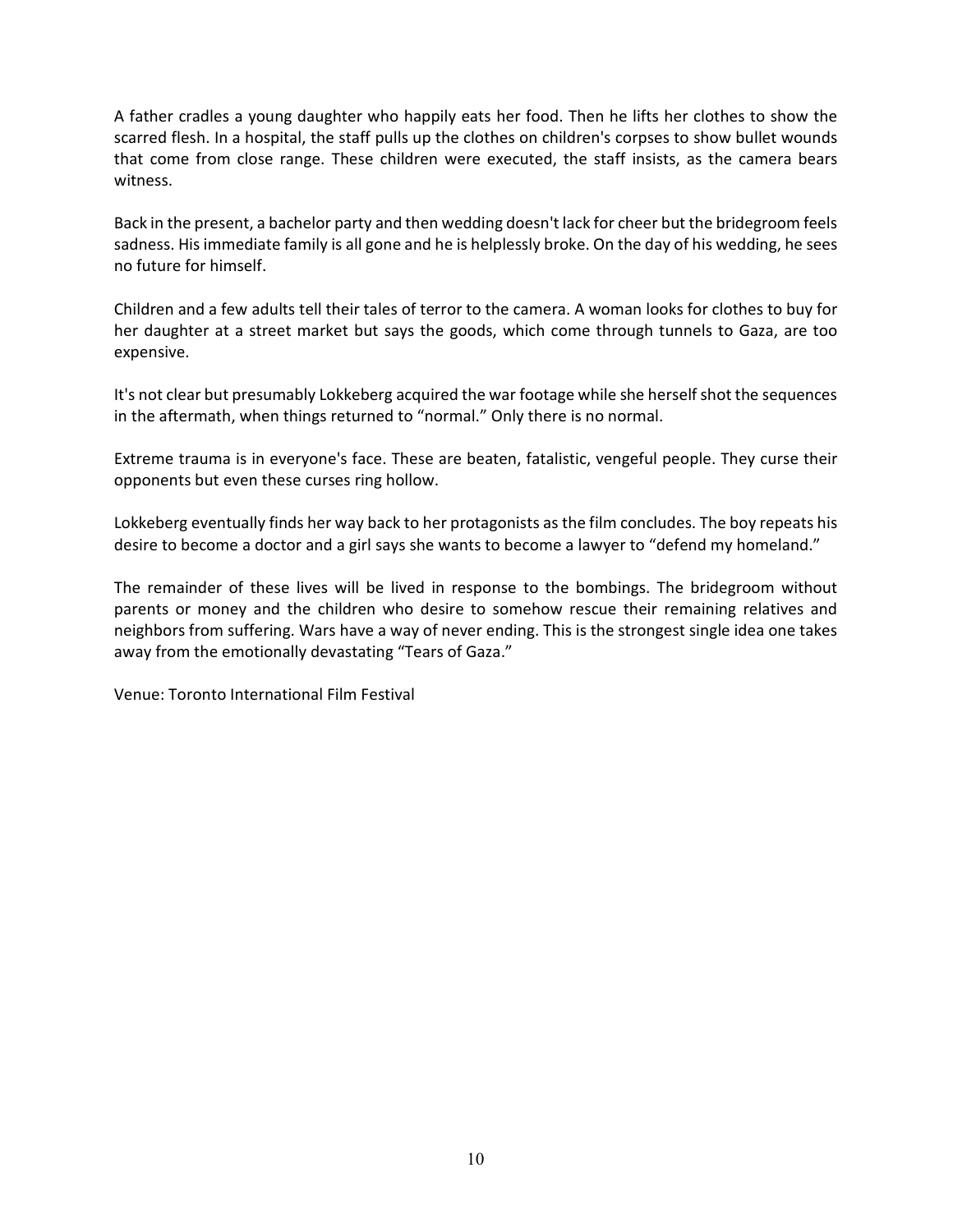A father cradles a young daughter who happily eats her food. Then he lifts her clothes to show the scarred flesh. In a hospital, the staff pulls up the clothes on children's corpses to show bullet wounds that come from close range. These children were executed, the staff insists, as the camera bears witness.

Back in the present, a bachelor party and then wedding doesn't lack for cheer but the bridegroom feels sadness. His immediate family is all gone and he is helplessly broke. On the day of his wedding, he sees no future for himself.

Children and a few adults tell their tales of terror to the camera. A woman looks for clothes to buy for her daughter at a street market but says the goods, which come through tunnels to Gaza, are too expensive.

It's not clear but presumably Lokkeberg acquired the war footage while she herself shot the sequences in the aftermath, when things returned to "normal." Only there is no normal.

Extreme trauma is in everyone's face. These are beaten, fatalistic, vengeful people. They curse their opponents but even these curses ring hollow.

Lokkeberg eventually finds her way back to her protagonists as the film concludes. The boy repeats his desire to become a doctor and a girl says she wants to become a lawyer to "defend my homeland."

The remainder of these lives will be lived in response to the bombings. The bridegroom without parents or money and the children who desire to somehow rescue their remaining relatives and neighbors from suffering. Wars have a way of never ending. This is the strongest single idea one takes away from the emotionally devastating "Tears of Gaza."

Venue: Toronto International Film Festival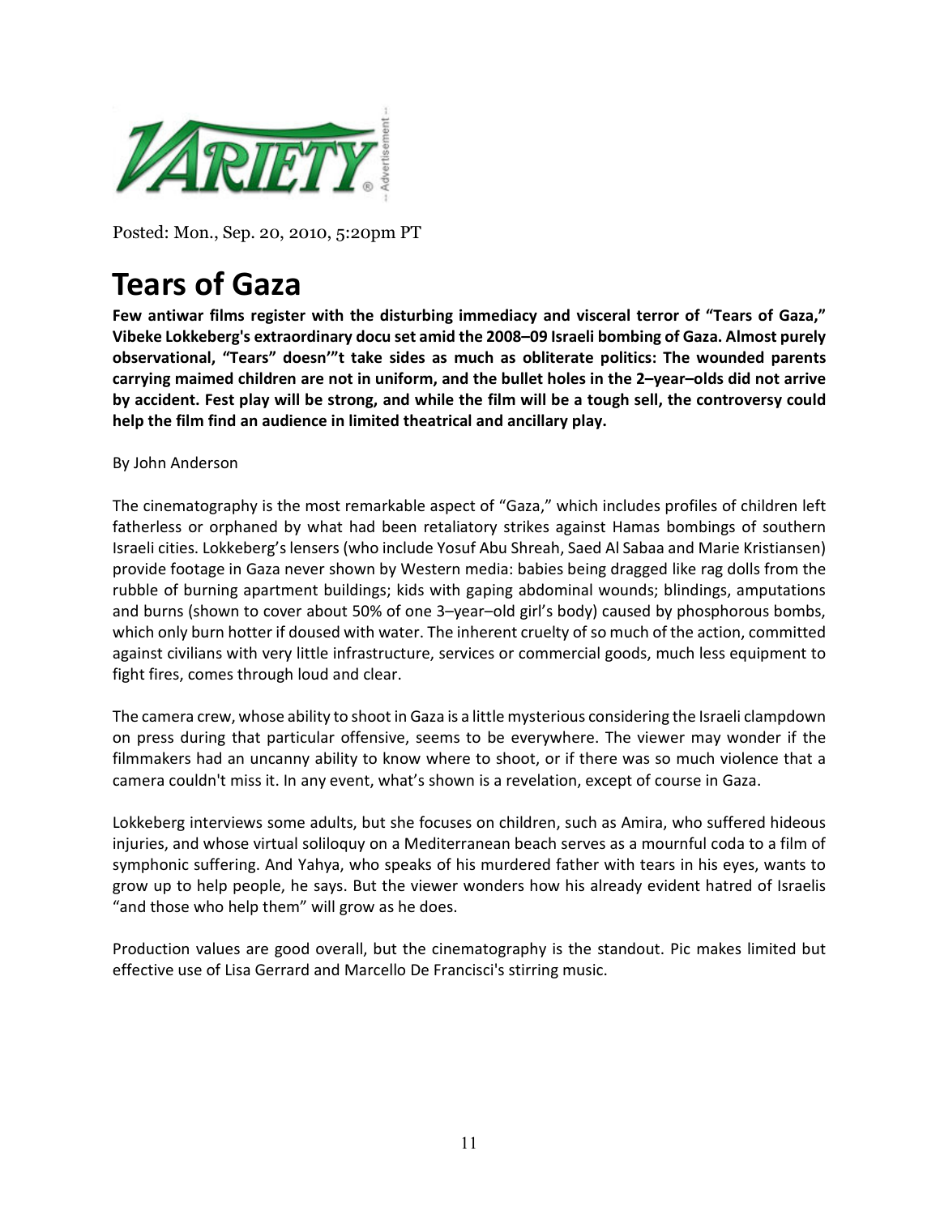VARIETY

Posted: Mon., Sep. 20, 2010, 5:20pm PT

# Tears of Gaza

**Few antiwar films register with the disturbing immediacy and visceral terror of "Tears of Gaza," Vibeke Lokkeberg's extraordinary docu set amid the 2008–09 Israeli bombing of Gaza. Almost purely observational, "Tears" doesn'"t take sides as much as obliterate politics: The wounded parents carrying maimed children are not in uniform, and the bullet holes in the 2–year–olds did not arrive by accident. Fest play will be strong, and while the film will be a tough sell, the controversy could help the film find an audience in limited theatrical and ancillary play.**

By John Anderson

The cinematography is the most remarkable aspect of "Gaza," which includes profiles of children left fatherless or orphaned by what had been retaliatory strikes against Hamas bombings of southern Israeli cities. Lokkeberg's lensers (who include Yosuf Abu Shreah, Saed Al Sabaa and Marie Kristiansen) provide footage in Gaza never shown by Western media: babies being dragged like rag dolls from the rubble of burning apartment buildings; kids with gaping abdominal wounds; blindings, amputations and burns (shown to cover about 50% of one 3–year–old girl's body) caused by phosphorous bombs, which only burn hotter if doused with water. The inherent cruelty of so much of the action, committed against civilians with very little infrastructure, services or commercial goods, much less equipment to fight fires, comes through loud and clear.

The camera crew, whose ability to shoot in Gaza is a little mysterious considering the Israeli clampdown on press during that particular offensive, seems to be everywhere. The viewer may wonder if the filmmakers had an uncanny ability to know where to shoot, or if there was so much violence that a camera couldn't miss it. In any event, what's shown is a revelation, except of course in Gaza.

Lokkeberg interviews some adults, but she focuses on children, such as Amira, who suffered hideous injuries, and whose virtual soliloquy on a Mediterranean beach serves as a mournful coda to a film of symphonic suffering. And Yahya, who speaks of his murdered father with tears in his eyes, wants to grow up to help people, he says. But the viewer wonders how his already evident hatred of Israelis "and those who help them" will grow as he does.

Production values are good overall, but the cinematography is the standout. Pic makes limited but effective use of Lisa Gerrard and Marcello De Francisci's stirring music.